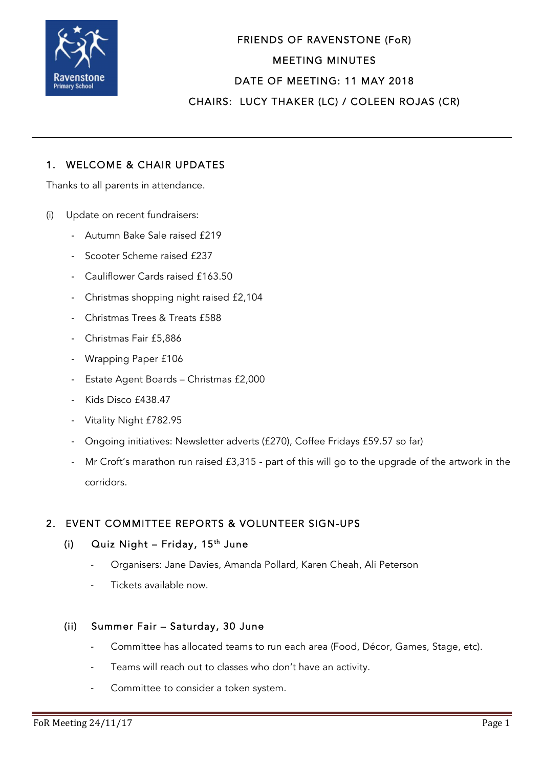# FRIENDS OF RAVENSTONE (FoR)

## MEETING MINUTES

**DATE OF MEETING: 11 MAY 2018**

**CHAIRS: LUCY THAKER (LC) / COLEEN ROJAS (CR)**

---

## 1. WELCOME & CHAIR UPDATES

Thanks to all parents in attendance.

(i) Update on recent fundraisers:

- Autumn Bake Sale raised £219
- Scooter Scheme raised £237
- Cauliflower Cards raised £163.50
- Christmas shopping night raised £2,104
- Christmas Trees & Treats £588
- Christmas Fair £5,886
- Wrapping Paper £106
- Estate Agent Boards – Christmas £2,000
- Kids Disco £438.47
- Vitality Night £782.95
- Ongoing initiatives: Newsletter adverts (£270), Coffee Fridays £59.57 so far)
- Mr Croft's marathon run raised £3,315 - part of this will go to the upgrade of the artwork in the corridors.

## 2. EVENT COMMITTEE REPORTS & VOLUNTEER SIGN-UPS

### (i) Quiz Night – Friday, 15th June

- Organisers: Jane Davies, Amanda Pollard, Karen Cheah, Ali Peterson
- Tickets available now.

### (ii) Summer Fair – Saturday, 30 June

- Committee has allocated teams to run each area (Food, Décor, Games, Stage, etc).
- Teams will reach out to classes who don't have an activity.
- Committee to consider a token system.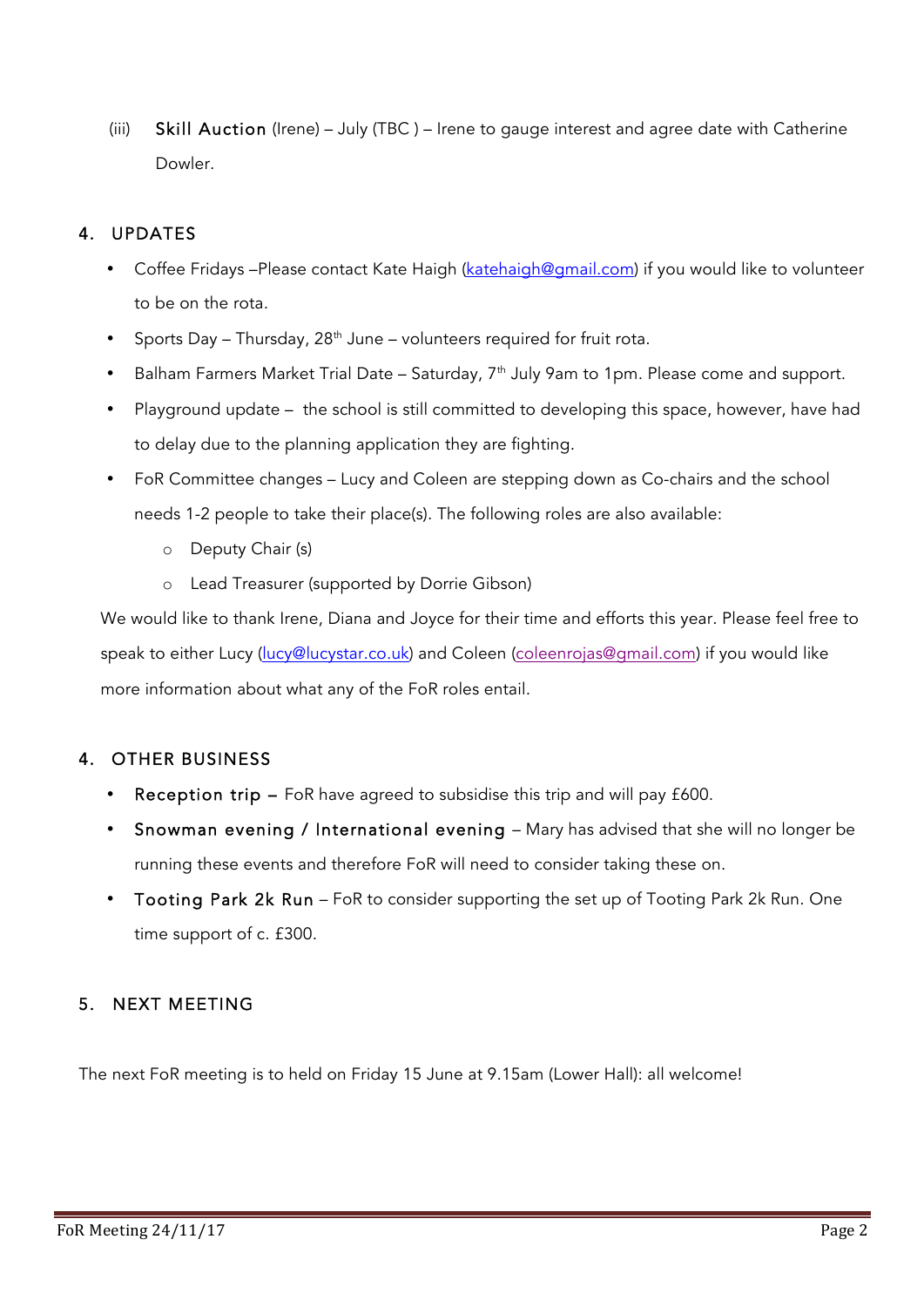(iii) **Skill Auction** (Irene) – July (TBC ) – Irene to gauge interest and agree date with Catherine Dowler.

## 4. UPDATES

- Coffee Fridays –Please contact Kate Haigh (katehaigh@gmail.com) if you would like to volunteer to be on the rota.
- Sports Day – Thursday, 28th June – volunteers required for fruit rota.
- Balham Farmers Market Trial Date – Saturday, 7th July 9am to 1pm. Please come and support.
- Playground update – the school is still committed to developing this space, however, have had to delay due to the planning application they are fighting.
- FoR Committee changes – Lucy and Coleen are stepping down as Co-chairs and the school needs 1-2 people to take their place(s). The following roles are also available:
  - Deputy Chair (s)
  - Lead Treasurer (supported by Dorrie Gibson)

We would like to thank Irene, Diana and Joyce for their time and efforts this year. Please feel free to speak to either Lucy (lucy@lucystar.co.uk) and Coleen (coleenrojas@gmail.com) if you would like more information about what any of the FoR roles entail.

## 4. OTHER BUSINESS

- **Reception trip –** FoR have agreed to subsidise this trip and will pay £600.
- **Snowman evening / International evening** – Mary has advised that she will no longer be running these events and therefore FoR will need to consider taking these on.
- **Tooting Park 2k Run** – FoR to consider supporting the set up of Tooting Park 2k Run. One time support of c. £300.

## 5. NEXT MEETING

The next FoR meeting is to held on Friday 15 June at 9.15am (Lower Hall): all welcome!